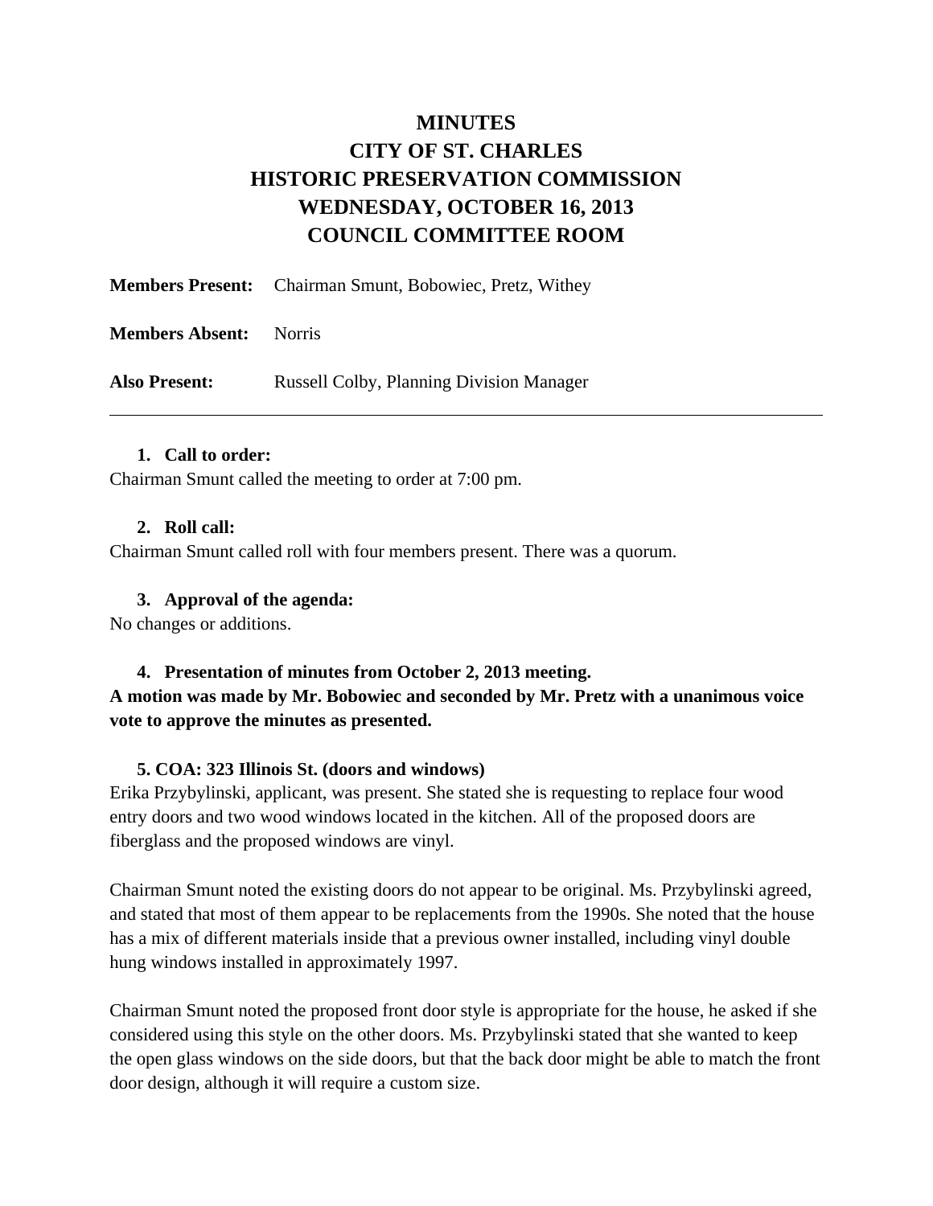# MINUTES
# CITY OF ST. CHARLES
# HISTORIC PRESERVATION COMMISSION
# WEDNESDAY, OCTOBER 16, 2013
# COUNCIL COMMITTEE ROOM

**Members Present:** Chairman Smunt, Bobowiec, Pretz, Withey

**Members Absent:** Norris

**Also Present:** Russell Colby, Planning Division Manager

---

1. **Call to order:**

Chairman Smunt called the meeting to order at 7:00 pm.

2. **Roll call:**

Chairman Smunt called roll with four members present. There was a quorum.

3. **Approval of the agenda:**

No changes or additions.

4. **Presentation of minutes from October 2, 2013 meeting.**

**A motion was made by Mr. Bobowiec and seconded by Mr. Pretz with a unanimous voice vote to approve the minutes as presented.**

5. **COA: 323 Illinois St. (doors and windows)**

Erika Przybylinski, applicant, was present. She stated she is requesting to replace four wood entry doors and two wood windows located in the kitchen. All of the proposed doors are fiberglass and the proposed windows are vinyl.

Chairman Smunt noted the existing doors do not appear to be original. Ms. Przybylinski agreed, and stated that most of them appear to be replacements from the 1990s. She noted that the house has a mix of different materials inside that a previous owner installed, including vinyl double hung windows installed in approximately 1997.

Chairman Smunt noted the proposed front door style is appropriate for the house, he asked if she considered using this style on the other doors. Ms. Przybylinski stated that she wanted to keep the open glass windows on the side doors, but that the back door might be able to match the front door design, although it will require a custom size.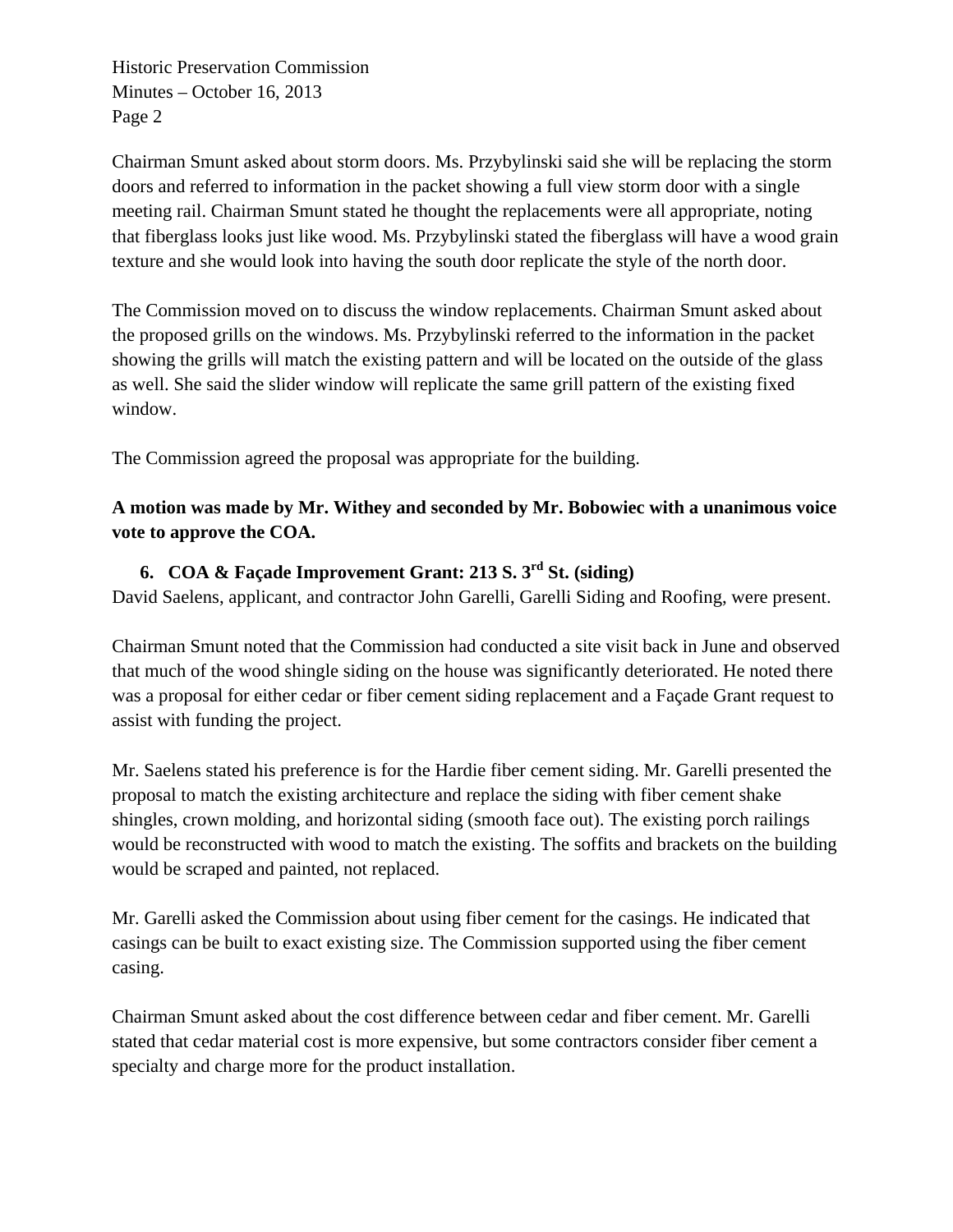Chairman Smunt asked about storm doors. Ms. Przybylinski said she will be replacing the storm doors and referred to information in the packet showing a full view storm door with a single meeting rail. Chairman Smunt stated he thought the replacements were all appropriate, noting that fiberglass looks just like wood. Ms. Przybylinski stated the fiberglass will have a wood grain texture and she would look into having the south door replicate the style of the north door.

The Commission moved on to discuss the window replacements. Chairman Smunt asked about the proposed grills on the windows. Ms. Przybylinski referred to the information in the packet showing the grills will match the existing pattern and will be located on the outside of the glass as well. She said the slider window will replicate the same grill pattern of the existing fixed window.

The Commission agreed the proposal was appropriate for the building.

**A motion was made by Mr. Withey and seconded by Mr. Bobowiec with a unanimous voice vote to approve the COA.**

6. **COA & Façade Improvement Grant: 213 S. 3rd St. (siding)**

David Saelens, applicant, and contractor John Garelli, Garelli Siding and Roofing, were present.

Chairman Smunt noted that the Commission had conducted a site visit back in June and observed that much of the wood shingle siding on the house was significantly deteriorated. He noted there was a proposal for either cedar or fiber cement siding replacement and a Façade Grant request to assist with funding the project.

Mr. Saelens stated his preference is for the Hardie fiber cement siding. Mr. Garelli presented the proposal to match the existing architecture and replace the siding with fiber cement shake shingles, crown molding, and horizontal siding (smooth face out). The existing porch railings would be reconstructed with wood to match the existing. The soffits and brackets on the building would be scraped and painted, not replaced.

Mr. Garelli asked the Commission about using fiber cement for the casings. He indicated that casings can be built to exact existing size. The Commission supported using the fiber cement casing.

Chairman Smunt asked about the cost difference between cedar and fiber cement. Mr. Garelli stated that cedar material cost is more expensive, but some contractors consider fiber cement a specialty and charge more for the product installation.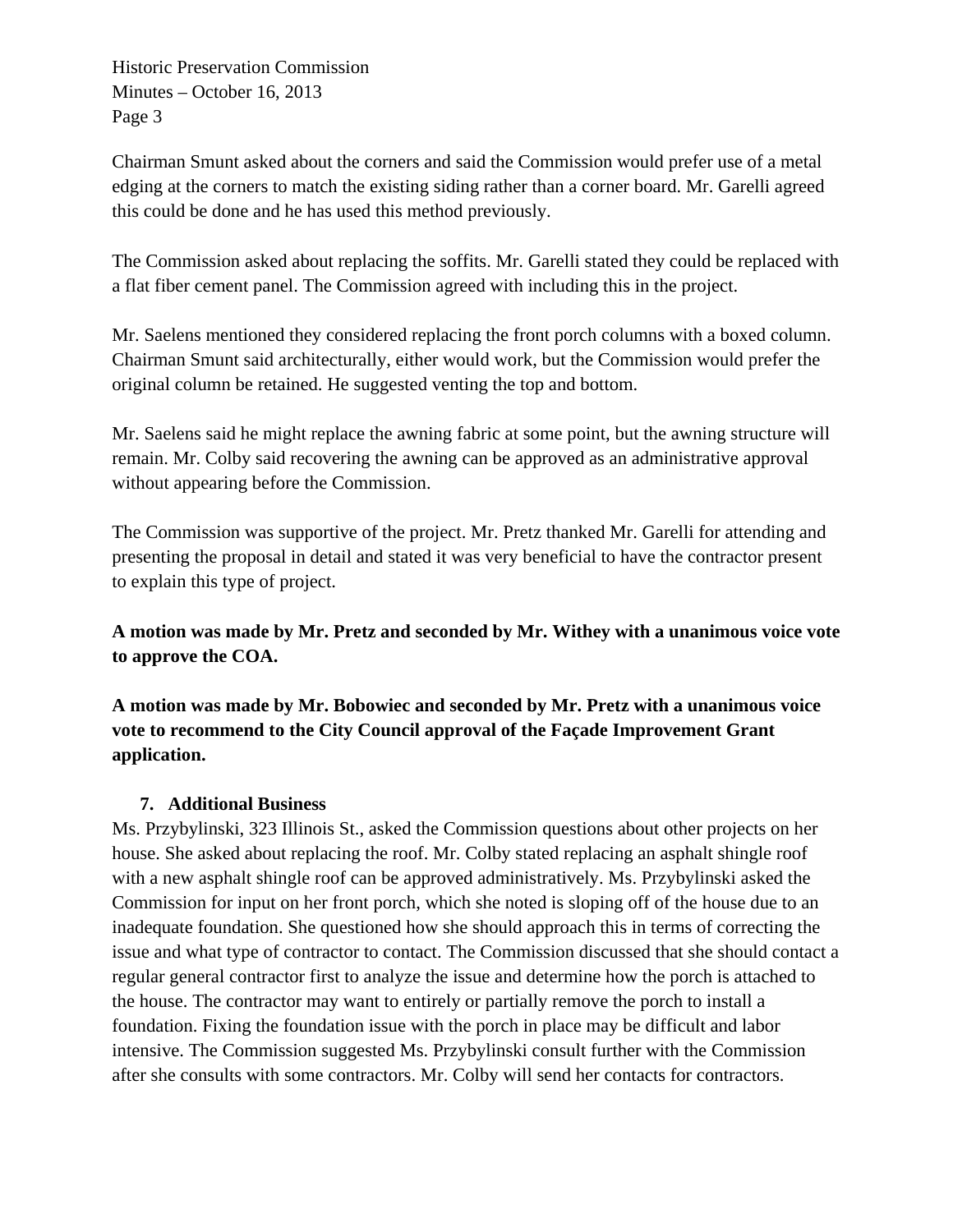Chairman Smunt asked about the corners and said the Commission would prefer use of a metal edging at the corners to match the existing siding rather than a corner board. Mr. Garelli agreed this could be done and he has used this method previously.

The Commission asked about replacing the soffits. Mr. Garelli stated they could be replaced with a flat fiber cement panel. The Commission agreed with including this in the project.

Mr. Saelens mentioned they considered replacing the front porch columns with a boxed column. Chairman Smunt said architecturally, either would work, but the Commission would prefer the original column be retained. He suggested venting the top and bottom.

Mr. Saelens said he might replace the awning fabric at some point, but the awning structure will remain. Mr. Colby said recovering the awning can be approved as an administrative approval without appearing before the Commission.

The Commission was supportive of the project. Mr. Pretz thanked Mr. Garelli for attending and presenting the proposal in detail and stated it was very beneficial to have the contractor present to explain this type of project.

**A motion was made by Mr. Pretz and seconded by Mr. Withey with a unanimous voice vote to approve the COA.**

**A motion was made by Mr. Bobowiec and seconded by Mr. Pretz with a unanimous voice vote to recommend to the City Council approval of the Façade Improvement Grant application.**

7. **Additional Business**

Ms. Przybylinski, 323 Illinois St., asked the Commission questions about other projects on her house. She asked about replacing the roof. Mr. Colby stated replacing an asphalt shingle roof with a new asphalt shingle roof can be approved administratively. Ms. Przybylinski asked the Commission for input on her front porch, which she noted is sloping off of the house due to an inadequate foundation. She questioned how she should approach this in terms of correcting the issue and what type of contractor to contact. The Commission discussed that she should contact a regular general contractor first to analyze the issue and determine how the porch is attached to the house. The contractor may want to entirely or partially remove the porch to install a foundation. Fixing the foundation issue with the porch in place may be difficult and labor intensive. The Commission suggested Ms. Przybylinski consult further with the Commission after she consults with some contractors. Mr. Colby will send her contacts for contractors.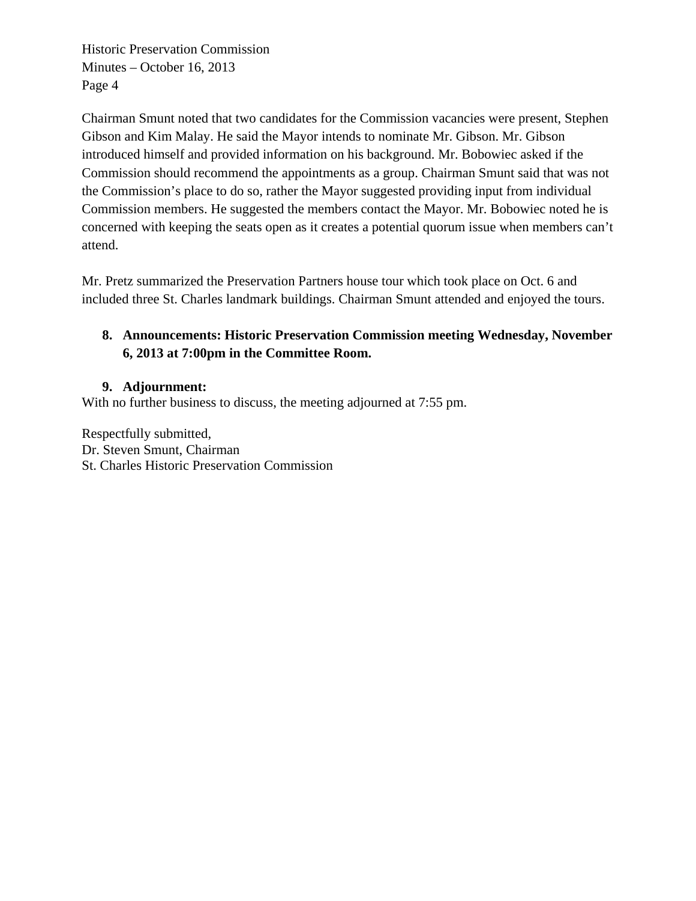Chairman Smunt noted that two candidates for the Commission vacancies were present, Stephen Gibson and Kim Malay. He said the Mayor intends to nominate Mr. Gibson. Mr. Gibson introduced himself and provided information on his background. Mr. Bobowiec asked if the Commission should recommend the appointments as a group. Chairman Smunt said that was not the Commission's place to do so, rather the Mayor suggested providing input from individual Commission members. He suggested the members contact the Mayor. Mr. Bobowiec noted he is concerned with keeping the seats open as it creates a potential quorum issue when members can't attend.

Mr. Pretz summarized the Preservation Partners house tour which took place on Oct. 6 and included three St. Charles landmark buildings. Chairman Smunt attended and enjoyed the tours.

8. **Announcements: Historic Preservation Commission meeting Wednesday, November 6, 2013 at 7:00pm in the Committee Room.**

9. **Adjournment:**

With no further business to discuss, the meeting adjourned at 7:55 pm.

Respectfully submitted,
Dr. Steven Smunt, Chairman
St. Charles Historic Preservation Commission